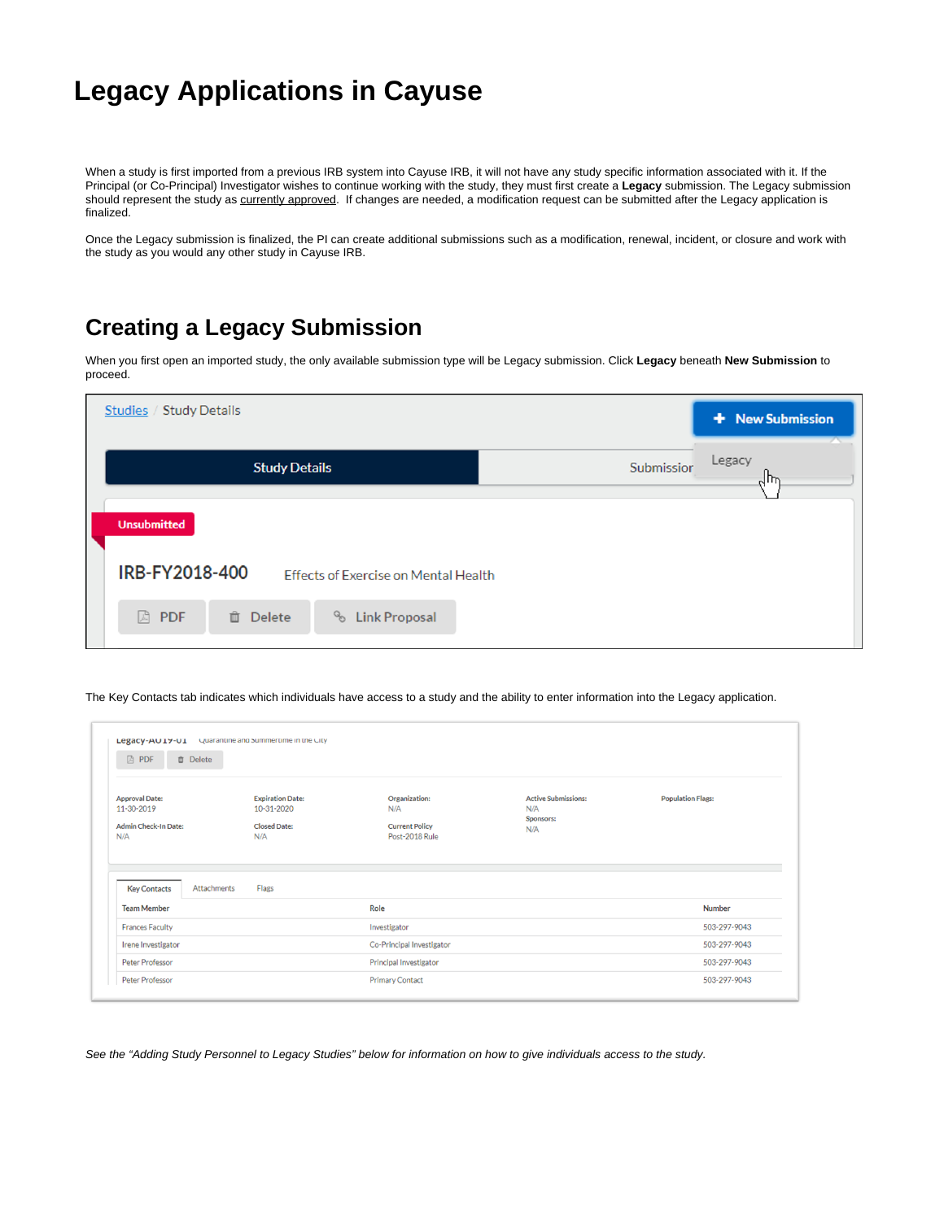# Legacy Applications in Cayuse

When a study is first imported from a previous IRB system into Cayuse IRB, it will not have any study specific information associated with it. If the Principal (or Co-Principal) Investigator wishes to continue working with the study, they must first create a **Legacy** submission. The Legacy submission should represent the study as currently approved. If changes are needed, a modification request can be submitted after the Legacy application is finalized.

Once the Legacy submission is finalized, the PI can create additional submissions such as a modification, renewal, incident, or closure and work with the study as you would any other study in Cayuse IRB.

## Creating a Legacy Submission

When you first open an imported study, the only available submission type will be Legacy submission. Click **Legacy** beneath **New Submission** to proceed.

The Key Contacts tab indicates which individuals have access to a study and the ability to enter information into the Legacy application.

*See the "Adding Study Personnel to Legacy Studies" below for information on how to give individuals access to the study.*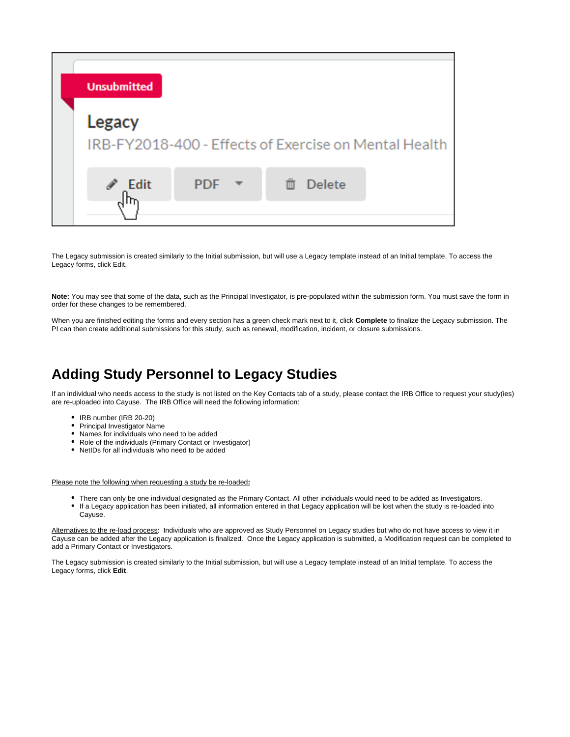The Legacy submission is created similarly to the Initial submission, but will use a Legacy template instead of an Initial template. To access the Legacy forms, click Edit.

**Note:** You may see that some of the data, such as the Principal Investigator, is pre-populated within the submission form. You must save the form in order for these changes to be remembered.

When you are finished editing the forms and every section has a green check mark next to it, click **Complete** to finalize the Legacy submission. The PI can then create additional submissions for this study, such as renewal, modification, incident, or closure submissions.

## Adding Study Personnel to Legacy Studies

If an individual who needs access to the study is not listed on the Key Contacts tab of a study, please contact the IRB Office to request your study(ies) are re-uploaded into Cayuse. The IRB Office will need the following information:

- IRB number (IRB 20-20)
- Principal Investigator Name
- Names for individuals who need to be added
- Role of the individuals (Primary Contact or Investigator)
- NetIDs for all individuals who need to be added

<u>Please note the following when requesting a study be re-loaded</u>**:**

- There can only be one individual designated as the Primary Contact. All other individuals would need to be added as Investigators.
- If a Legacy application has been initiated, all information entered in that Legacy application will be lost when the study is re-loaded into Cayuse.

<u>Alternatives to the re-load process</u>: Individuals who are approved as Study Personnel on Legacy studies but who do not have access to view it in Cayuse can be added after the Legacy application is finalized. Once the Legacy application is submitted, a Modification request can be completed to add a Primary Contact or Investigators.

The Legacy submission is created similarly to the Initial submission, but will use a Legacy template instead of an Initial template. To access the Legacy forms, click **Edit**.